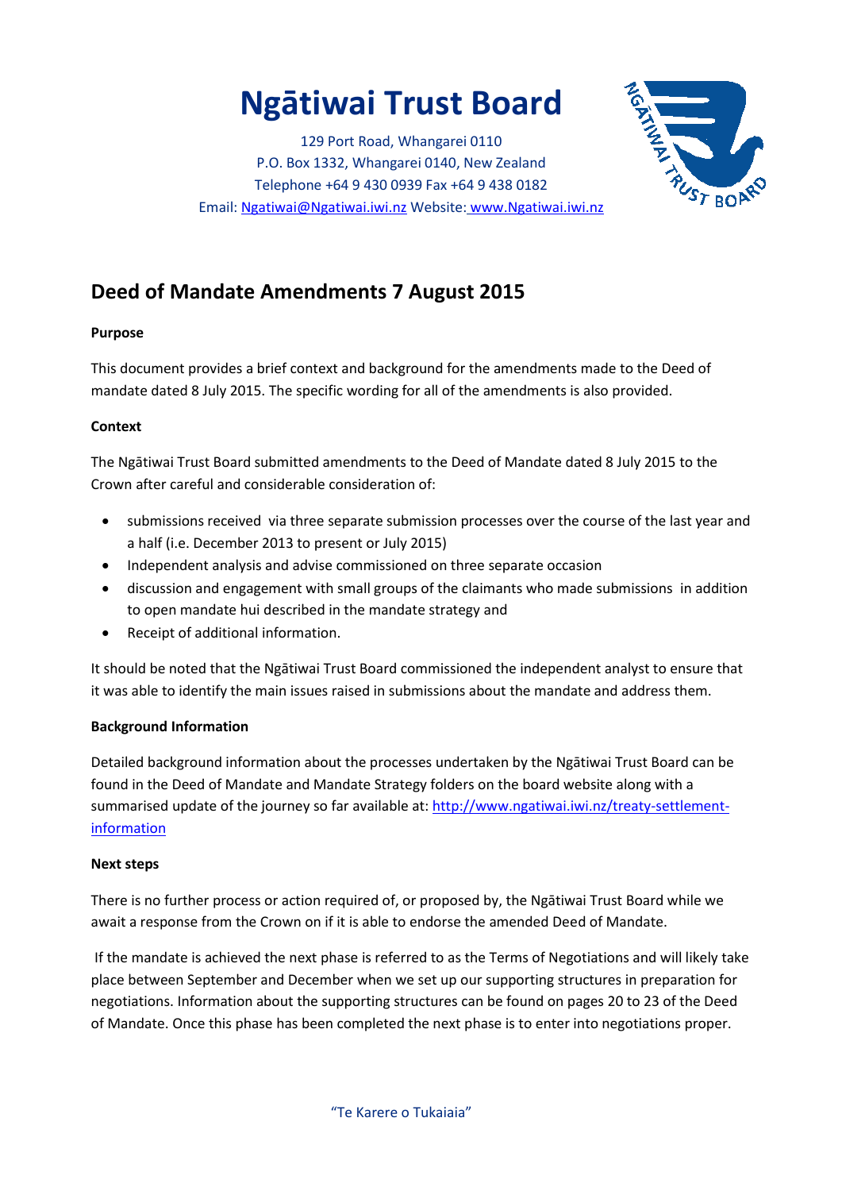# Ngātiwai Trust Board

129 Port Road, Whangarei 0110
P.O. Box 1332, Whangarei 0140, New Zealand
Telephone +64 9 430 0939 Fax +64 9 438 0182
Email: Ngatiwai@Ngatiwai.iwi.nz Website: www.Ngatiwai.iwi.nz

## Deed of Mandate Amendments 7 August 2015

**Purpose**

This document provides a brief context and background for the amendments made to the Deed of mandate dated 8 July 2015. The specific wording for all of the amendments is also provided.

**Context**

The Ngātiwai Trust Board submitted amendments to the Deed of Mandate dated 8 July 2015 to the Crown after careful and considerable consideration of:

- submissions received via three separate submission processes over the course of the last year and a half (i.e. December 2013 to present or July 2015)
- Independent analysis and advise commissioned on three separate occasion
- discussion and engagement with small groups of the claimants who made submissions in addition to open mandate hui described in the mandate strategy and
- Receipt of additional information.

It should be noted that the Ngātiwai Trust Board commissioned the independent analyst to ensure that it was able to identify the main issues raised in submissions about the mandate and address them.

**Background Information**

Detailed background information about the processes undertaken by the Ngātiwai Trust Board can be found in the Deed of Mandate and Mandate Strategy folders on the board website along with a summarised update of the journey so far available at: http://www.ngatiwai.iwi.nz/treaty-settlement-information

**Next steps**

There is no further process or action required of, or proposed by, the Ngātiwai Trust Board while we await a response from the Crown on if it is able to endorse the amended Deed of Mandate.

If the mandate is achieved the next phase is referred to as the Terms of Negotiations and will likely take place between September and December when we set up our supporting structures in preparation for negotiations. Information about the supporting structures can be found on pages 20 to 23 of the Deed of Mandate. Once this phase has been completed the next phase is to enter into negotiations proper.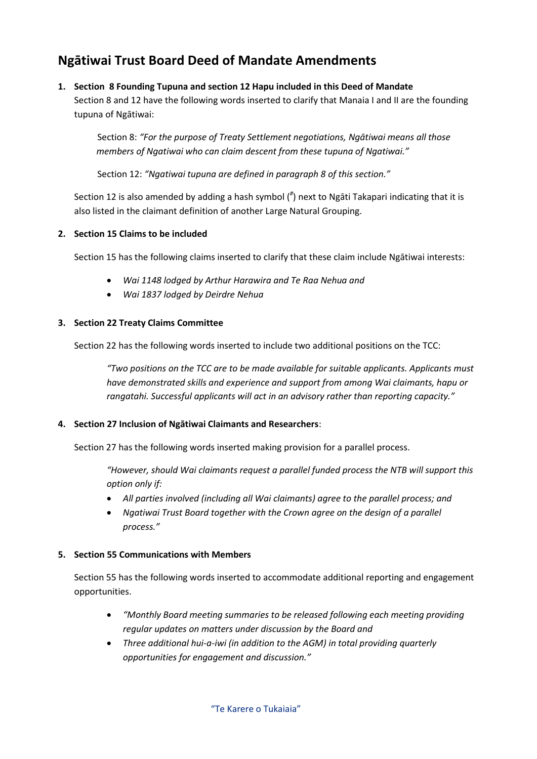# Ngātiwai Trust Board Deed of Mandate Amendments

1. **Section 8 Founding Tupuna and section 12 Hapu included in this Deed of Mandate**

   Section 8 and 12 have the following words inserted to clarify that Manaia I and II are the founding tupuna of Ngātiwai:

   Section 8: *"For the purpose of Treaty Settlement negotiations, Ngātiwai means all those members of Ngatiwai who can claim descent from these tupuna of Ngatiwai."*

   Section 12: *"Ngatiwai tupuna are defined in paragraph 8 of this section."*

   Section 12 is also amended by adding a hash symbol (#) next to Ngāti Takapari indicating that it is also listed in the claimant definition of another Large Natural Grouping.

2. **Section 15 Claims to be included**

   Section 15 has the following claims inserted to clarify that these claim include Ngātiwai interests:

   - *Wai 1148 lodged by Arthur Harawira and Te Raa Nehua and*
   - *Wai 1837 lodged by Deirdre Nehua*

3. **Section 22 Treaty Claims Committee**

   Section 22 has the following words inserted to include two additional positions on the TCC:

   *"Two positions on the TCC are to be made available for suitable applicants. Applicants must have demonstrated skills and experience and support from among Wai claimants, hapu or rangatahi. Successful applicants will act in an advisory rather than reporting capacity."*

4. **Section 27 Inclusion of Ngātiwai Claimants and Researchers**:

   Section 27 has the following words inserted making provision for a parallel process.

   *"However, should Wai claimants request a parallel funded process the NTB will support this option only if:*

   - *All parties involved (including all Wai claimants) agree to the parallel process; and*
   - *Ngatiwai Trust Board together with the Crown agree on the design of a parallel process."*

5. **Section 55 Communications with Members**

   Section 55 has the following words inserted to accommodate additional reporting and engagement opportunities.

   - *"Monthly Board meeting summaries to be released following each meeting providing regular updates on matters under discussion by the Board and*
   - *Three additional hui-a-iwi (in addition to the AGM) in total providing quarterly opportunities for engagement and discussion."*